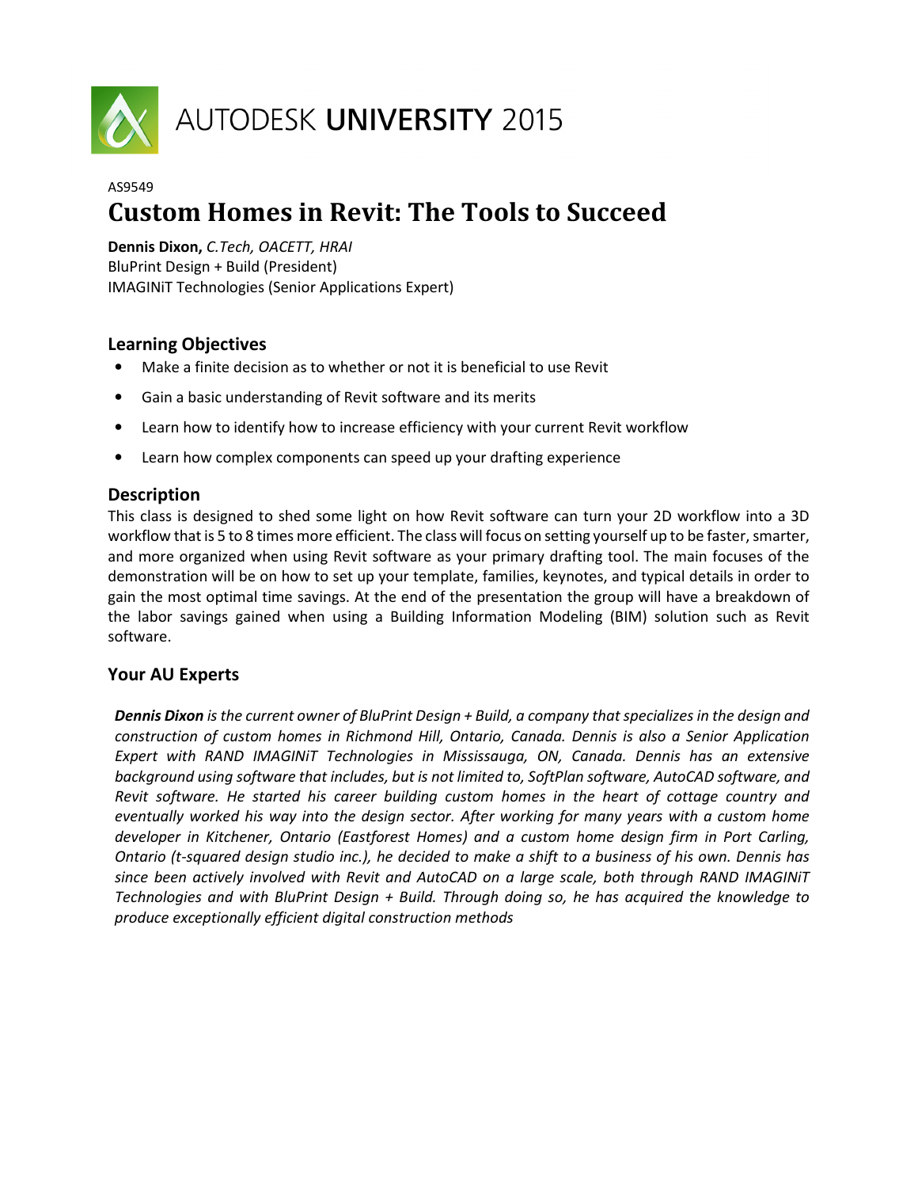AUTODESK **UNIVERSITY** 2015

AS9549

# Custom Homes in Revit: The Tools to Succeed

**Dennis Dixon,** *C.Tech, OACETT, HRAI*
BluPrint Design + Build (President)
IMAGINiT Technologies (Senior Applications Expert)

## Learning Objectives

- Make a finite decision as to whether or not it is beneficial to use Revit
- Gain a basic understanding of Revit software and its merits
- Learn how to identify how to increase efficiency with your current Revit workflow
- Learn how complex components can speed up your drafting experience

## Description

This class is designed to shed some light on how Revit software can turn your 2D workflow into a 3D workflow that is 5 to 8 times more efficient. The class will focus on setting yourself up to be faster, smarter, and more organized when using Revit software as your primary drafting tool. The main focuses of the demonstration will be on how to set up your template, families, keynotes, and typical details in order to gain the most optimal time savings. At the end of the presentation the group will have a breakdown of the labor savings gained when using a Building Information Modeling (BIM) solution such as Revit software.

## Your AU Experts

***Dennis Dixon** is the current owner of BluPrint Design + Build, a company that specializes in the design and construction of custom homes in Richmond Hill, Ontario, Canada. Dennis is also a Senior Application Expert with RAND IMAGINiT Technologies in Mississauga, ON, Canada. Dennis has an extensive background using software that includes, but is not limited to, SoftPlan software, AutoCAD software, and Revit software. He started his career building custom homes in the heart of cottage country and eventually worked his way into the design sector. After working for many years with a custom home developer in Kitchener, Ontario (Eastforest Homes) and a custom home design firm in Port Carling, Ontario (t-squared design studio inc.), he decided to make a shift to a business of his own. Dennis has since been actively involved with Revit and AutoCAD on a large scale, both through RAND IMAGINiT Technologies and with BluPrint Design + Build. Through doing so, he has acquired the knowledge to produce exceptionally efficient digital construction methods*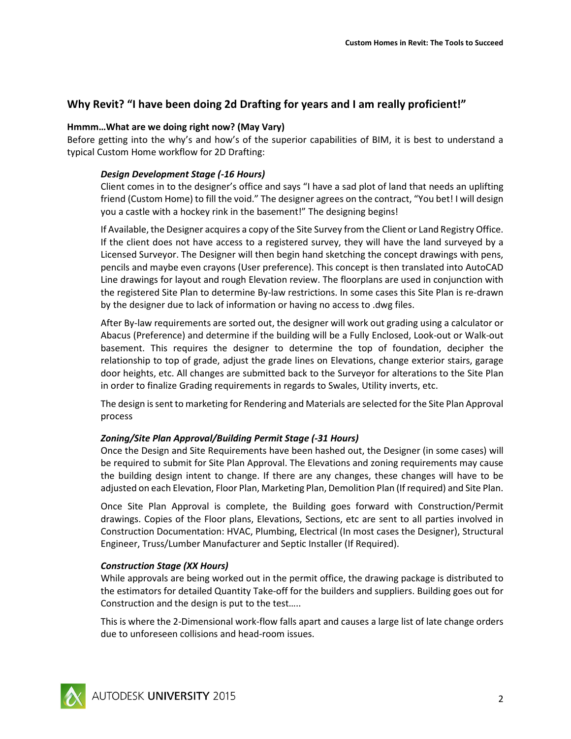## Why Revit? “I have been doing 2d Drafting for years and I am really proficient!”

### Hmmm…What are we doing right now? (May Vary)

Before getting into the why’s and how’s of the superior capabilities of BIM, it is best to understand a typical Custom Home workflow for 2D Drafting:

#### *Design Development Stage (-16 Hours)*

Client comes in to the designer’s office and says “I have a sad plot of land that needs an uplifting friend (Custom Home) to fill the void.” The designer agrees on the contract, “You bet! I will design you a castle with a hockey rink in the basement!” The designing begins!

If Available, the Designer acquires a copy of the Site Survey from the Client or Land Registry Office. If the client does not have access to a registered survey, they will have the land surveyed by a Licensed Surveyor. The Designer will then begin hand sketching the concept drawings with pens, pencils and maybe even crayons (User preference). This concept is then translated into AutoCAD Line drawings for layout and rough Elevation review. The floorplans are used in conjunction with the registered Site Plan to determine By-law restrictions. In some cases this Site Plan is re-drawn by the designer due to lack of information or having no access to .dwg files.

After By-law requirements are sorted out, the designer will work out grading using a calculator or Abacus (Preference) and determine if the building will be a Fully Enclosed, Look-out or Walk-out basement. This requires the designer to determine the top of foundation, decipher the relationship to top of grade, adjust the grade lines on Elevations, change exterior stairs, garage door heights, etc. All changes are submitted back to the Surveyor for alterations to the Site Plan in order to finalize Grading requirements in regards to Swales, Utility inverts, etc.

The design is sent to marketing for Rendering and Materials are selected for the Site Plan Approval process

#### *Zoning/Site Plan Approval/Building Permit Stage (-31 Hours)*

Once the Design and Site Requirements have been hashed out, the Designer (in some cases) will be required to submit for Site Plan Approval. The Elevations and zoning requirements may cause the building design intent to change. If there are any changes, these changes will have to be adjusted on each Elevation, Floor Plan, Marketing Plan, Demolition Plan (If required) and Site Plan.

Once Site Plan Approval is complete, the Building goes forward with Construction/Permit drawings. Copies of the Floor plans, Elevations, Sections, etc are sent to all parties involved in Construction Documentation: HVAC, Plumbing, Electrical (In most cases the Designer), Structural Engineer, Truss/Lumber Manufacturer and Septic Installer (If Required).

#### *Construction Stage (XX Hours)*

While approvals are being worked out in the permit office, the drawing package is distributed to the estimators for detailed Quantity Take-off for the builders and suppliers. Building goes out for Construction and the design is put to the test…..

This is where the 2-Dimensional work-flow falls apart and causes a large list of late change orders due to unforeseen collisions and head-room issues.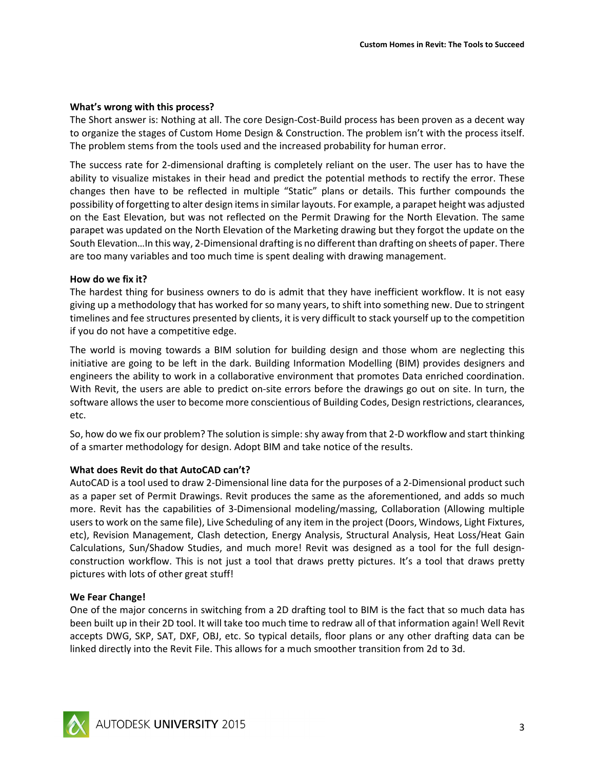**What's wrong with this process?**

The Short answer is: Nothing at all. The core Design-Cost-Build process has been proven as a decent way to organize the stages of Custom Home Design & Construction. The problem isn't with the process itself. The problem stems from the tools used and the increased probability for human error.

The success rate for 2-dimensional drafting is completely reliant on the user. The user has to have the ability to visualize mistakes in their head and predict the potential methods to rectify the error. These changes then have to be reflected in multiple "Static" plans or details. This further compounds the possibility of forgetting to alter design items in similar layouts. For example, a parapet height was adjusted on the East Elevation, but was not reflected on the Permit Drawing for the North Elevation. The same parapet was updated on the North Elevation of the Marketing drawing but they forgot the update on the South Elevation…In this way, 2-Dimensional drafting is no different than drafting on sheets of paper. There are too many variables and too much time is spent dealing with drawing management.

**How do we fix it?**

The hardest thing for business owners to do is admit that they have inefficient workflow. It is not easy giving up a methodology that has worked for so many years, to shift into something new. Due to stringent timelines and fee structures presented by clients, it is very difficult to stack yourself up to the competition if you do not have a competitive edge.

The world is moving towards a BIM solution for building design and those whom are neglecting this initiative are going to be left in the dark. Building Information Modelling (BIM) provides designers and engineers the ability to work in a collaborative environment that promotes Data enriched coordination. With Revit, the users are able to predict on-site errors before the drawings go out on site. In turn, the software allows the user to become more conscientious of Building Codes, Design restrictions, clearances, etc.

So, how do we fix our problem? The solution is simple: shy away from that 2-D workflow and start thinking of a smarter methodology for design. Adopt BIM and take notice of the results.

**What does Revit do that AutoCAD can't?**

AutoCAD is a tool used to draw 2-Dimensional line data for the purposes of a 2-Dimensional product such as a paper set of Permit Drawings. Revit produces the same as the aforementioned, and adds so much more. Revit has the capabilities of 3-Dimensional modeling/massing, Collaboration (Allowing multiple users to work on the same file), Live Scheduling of any item in the project (Doors, Windows, Light Fixtures, etc), Revision Management, Clash detection, Energy Analysis, Structural Analysis, Heat Loss/Heat Gain Calculations, Sun/Shadow Studies, and much more! Revit was designed as a tool for the full design-construction workflow. This is not just a tool that draws pretty pictures. It's a tool that draws pretty pictures with lots of other great stuff!

**We Fear Change!**

One of the major concerns in switching from a 2D drafting tool to BIM is the fact that so much data has been built up in their 2D tool. It will take too much time to redraw all of that information again! Well Revit accepts DWG, SKP, SAT, DXF, OBJ, etc. So typical details, floor plans or any other drafting data can be linked directly into the Revit File. This allows for a much smoother transition from 2d to 3d.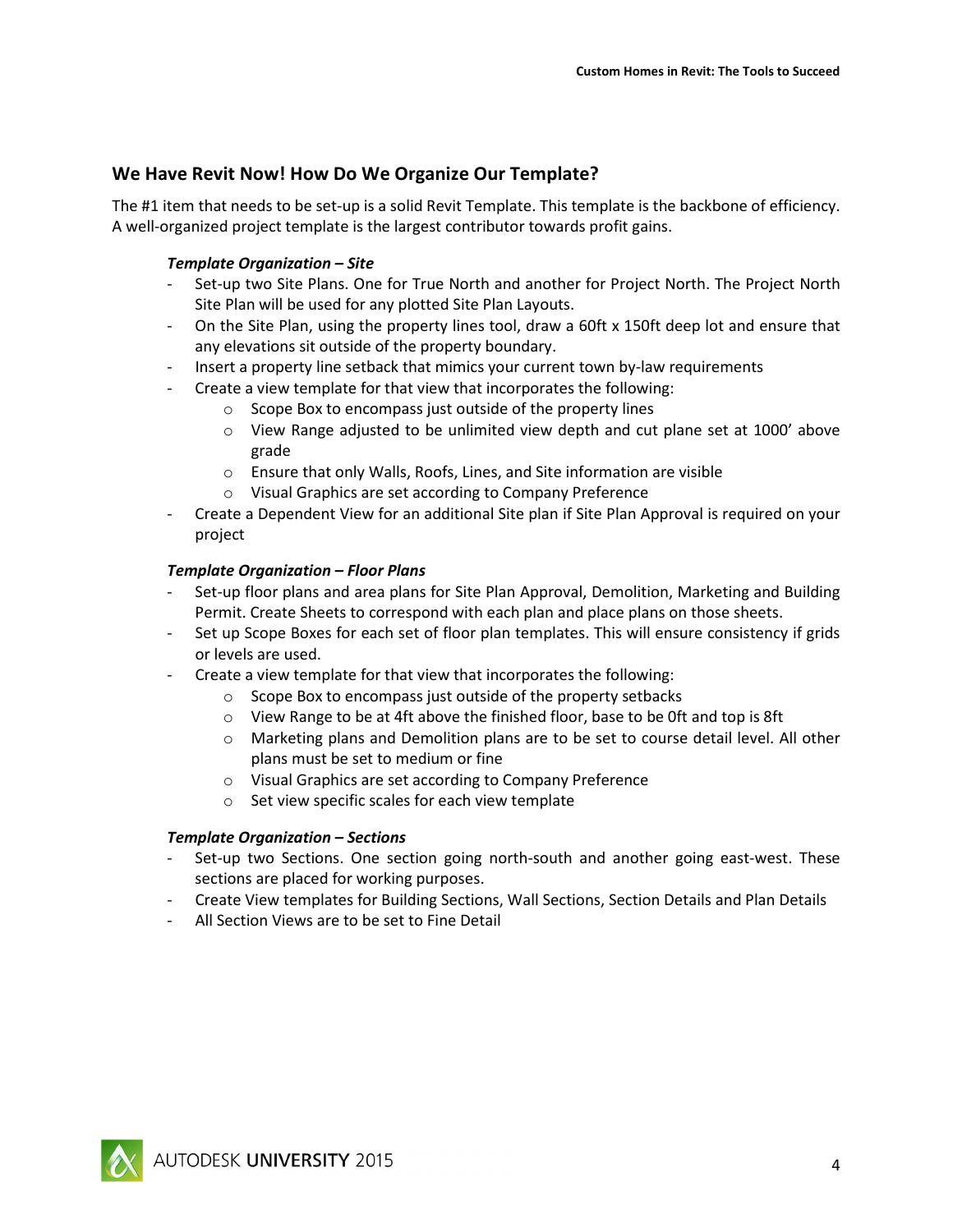## We Have Revit Now! How Do We Organize Our Template?

The #1 item that needs to be set-up is a solid Revit Template. This template is the backbone of efficiency. A well-organized project template is the largest contributor towards profit gains.

***Template Organization – Site***

- Set-up two Site Plans. One for True North and another for Project North. The Project North Site Plan will be used for any plotted Site Plan Layouts.
- On the Site Plan, using the property lines tool, draw a 60ft x 150ft deep lot and ensure that any elevations sit outside of the property boundary.
- Insert a property line setback that mimics your current town by-law requirements
- Create a view template for that view that incorporates the following:
    - Scope Box to encompass just outside of the property lines
    - View Range adjusted to be unlimited view depth and cut plane set at 1000' above grade
    - Ensure that only Walls, Roofs, Lines, and Site information are visible
    - Visual Graphics are set according to Company Preference
- Create a Dependent View for an additional Site plan if Site Plan Approval is required on your project

***Template Organization – Floor Plans***

- Set-up floor plans and area plans for Site Plan Approval, Demolition, Marketing and Building Permit. Create Sheets to correspond with each plan and place plans on those sheets.
- Set up Scope Boxes for each set of floor plan templates. This will ensure consistency if grids or levels are used.
- Create a view template for that view that incorporates the following:
    - Scope Box to encompass just outside of the property setbacks
    - View Range to be at 4ft above the finished floor, base to be 0ft and top is 8ft
    - Marketing plans and Demolition plans are to be set to course detail level. All other plans must be set to medium or fine
    - Visual Graphics are set according to Company Preference
    - Set view specific scales for each view template

***Template Organization – Sections***

- Set-up two Sections. One section going north-south and another going east-west. These sections are placed for working purposes.
- Create View templates for Building Sections, Wall Sections, Section Details and Plan Details
- All Section Views are to be set to Fine Detail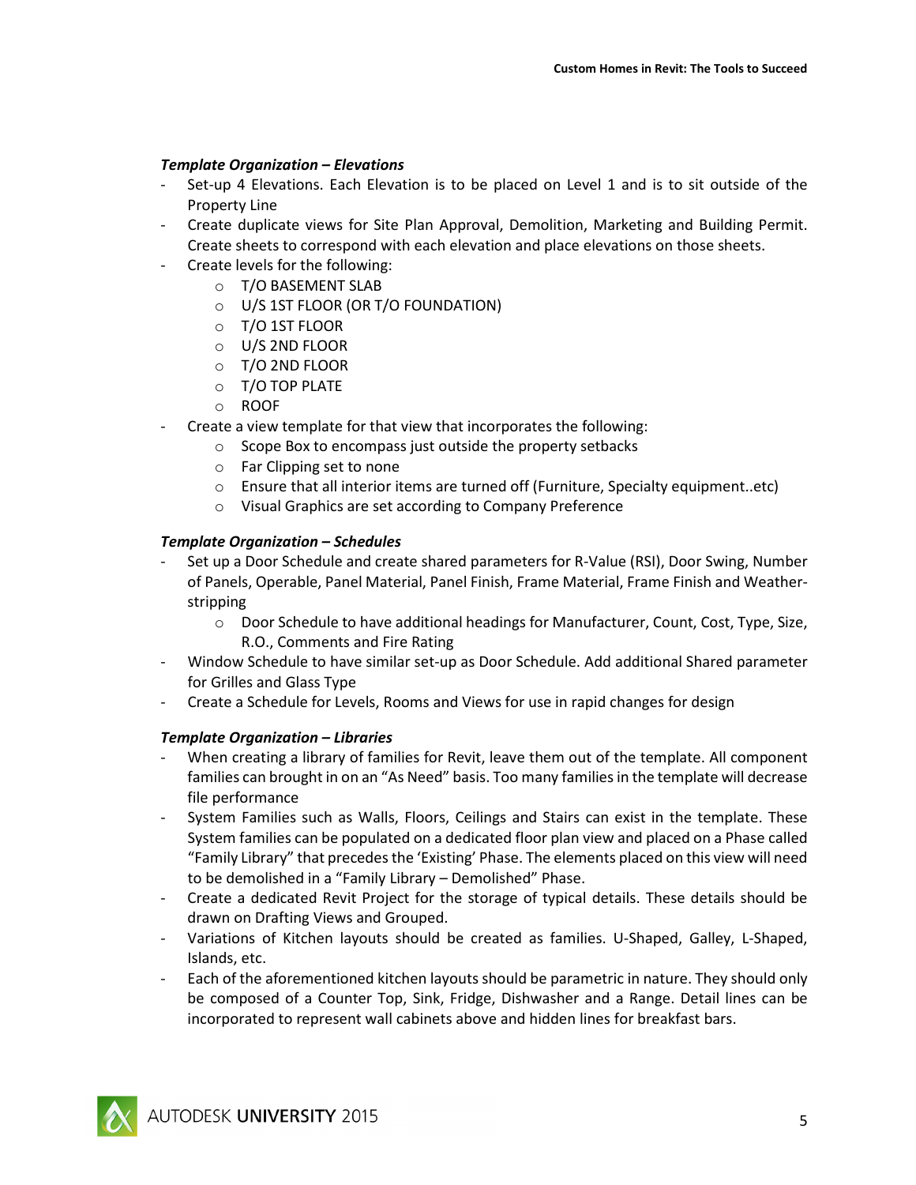***Template Organization – Elevations***

- Set-up 4 Elevations. Each Elevation is to be placed on Level 1 and is to sit outside of the Property Line
- Create duplicate views for Site Plan Approval, Demolition, Marketing and Building Permit. Create sheets to correspond with each elevation and place elevations on those sheets.
- Create levels for the following:
  - T/O BASEMENT SLAB
  - U/S 1ST FLOOR (OR T/O FOUNDATION)
  - T/O 1ST FLOOR
  - U/S 2ND FLOOR
  - T/O 2ND FLOOR
  - T/O TOP PLATE
  - ROOF
- Create a view template for that view that incorporates the following:
  - Scope Box to encompass just outside the property setbacks
  - Far Clipping set to none
  - Ensure that all interior items are turned off (Furniture, Specialty equipment..etc)
  - Visual Graphics are set according to Company Preference

***Template Organization – Schedules***

- Set up a Door Schedule and create shared parameters for R-Value (RSI), Door Swing, Number of Panels, Operable, Panel Material, Panel Finish, Frame Material, Frame Finish and Weather-stripping
  - Door Schedule to have additional headings for Manufacturer, Count, Cost, Type, Size, R.O., Comments and Fire Rating
- Window Schedule to have similar set-up as Door Schedule. Add additional Shared parameter for Grilles and Glass Type
- Create a Schedule for Levels, Rooms and Views for use in rapid changes for design

***Template Organization – Libraries***

- When creating a library of families for Revit, leave them out of the template. All component families can brought in on an "As Need" basis. Too many families in the template will decrease file performance
- System Families such as Walls, Floors, Ceilings and Stairs can exist in the template. These System families can be populated on a dedicated floor plan view and placed on a Phase called "Family Library" that precedes the 'Existing' Phase. The elements placed on this view will need to be demolished in a "Family Library – Demolished" Phase.
- Create a dedicated Revit Project for the storage of typical details. These details should be drawn on Drafting Views and Grouped.
- Variations of Kitchen layouts should be created as families. U-Shaped, Galley, L-Shaped, Islands, etc.
- Each of the aforementioned kitchen layouts should be parametric in nature. They should only be composed of a Counter Top, Sink, Fridge, Dishwasher and a Range. Detail lines can be incorporated to represent wall cabinets above and hidden lines for breakfast bars.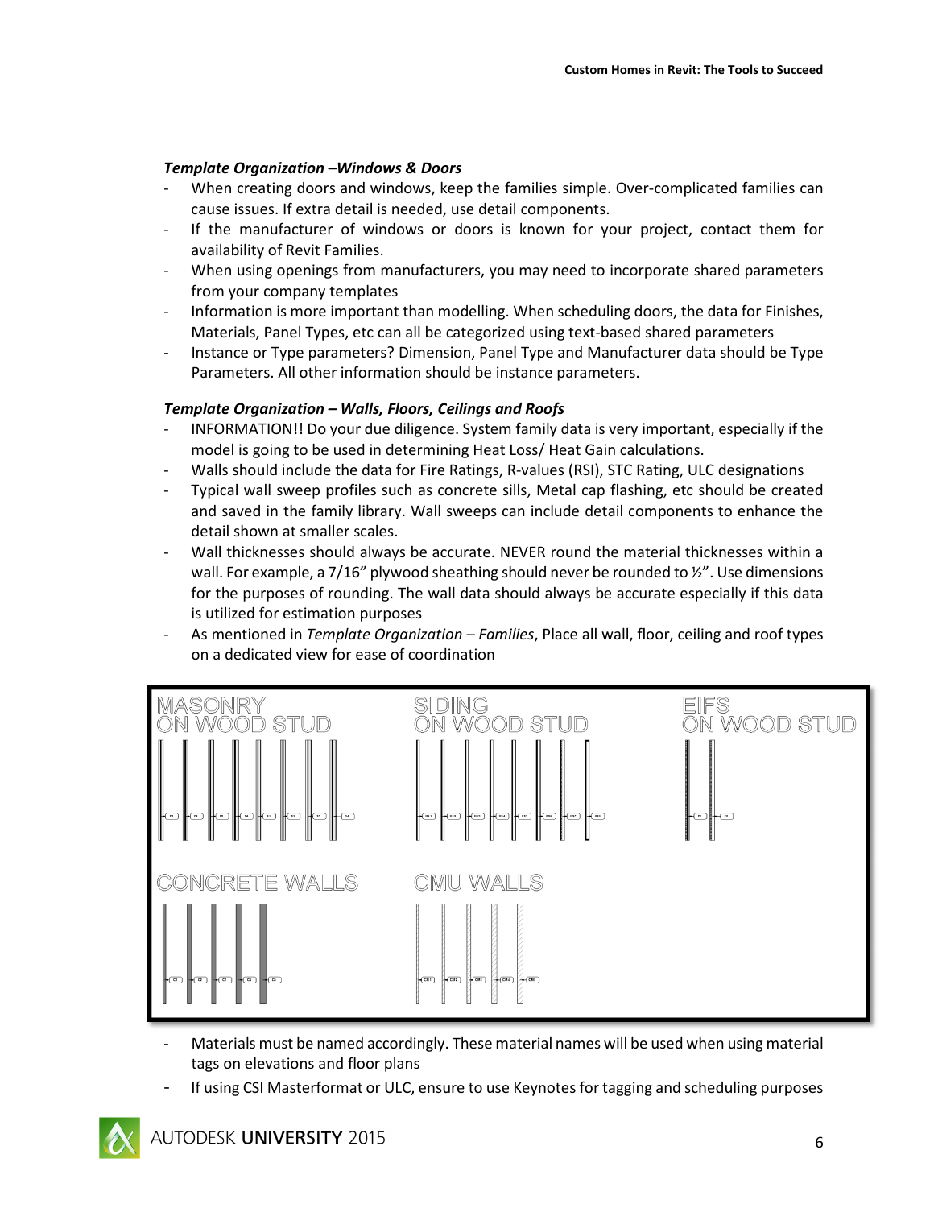***Template Organization –Windows & Doors***

- When creating doors and windows, keep the families simple. Over-complicated families can cause issues. If extra detail is needed, use detail components.
- If the manufacturer of windows or doors is known for your project, contact them for availability of Revit Families.
- When using openings from manufacturers, you may need to incorporate shared parameters from your company templates
- Information is more important than modelling. When scheduling doors, the data for Finishes, Materials, Panel Types, etc can all be categorized using text-based shared parameters
- Instance or Type parameters? Dimension, Panel Type and Manufacturer data should be Type Parameters. All other information should be instance parameters.

***Template Organization – Walls, Floors, Ceilings and Roofs***

- INFORMATION!! Do your due diligence. System family data is very important, especially if the model is going to be used in determining Heat Loss/ Heat Gain calculations.
- Walls should include the data for Fire Ratings, R-values (RSI), STC Rating, ULC designations
- Typical wall sweep profiles such as concrete sills, Metal cap flashing, etc should be created and saved in the family library. Wall sweeps can include detail components to enhance the detail shown at smaller scales.
- Wall thicknesses should always be accurate. NEVER round the material thicknesses within a wall. For example, a 7/16" plywood sheathing should never be rounded to ½". Use dimensions for the purposes of rounding. The wall data should always be accurate especially if this data is utilized for estimation purposes
- As mentioned in *Template Organization – Families*, Place all wall, floor, ceiling and roof types on a dedicated view for ease of coordination

MASONRY ON WOOD STUD | SIDING ON WOOD STUD | EIFS ON WOOD STUD | CONCRETE WALLS | CMU WALLS

- Materials must be named accordingly. These material names will be used when using material tags on elevations and floor plans
- If using CSI Masterformat or ULC, ensure to use Keynotes for tagging and scheduling purposes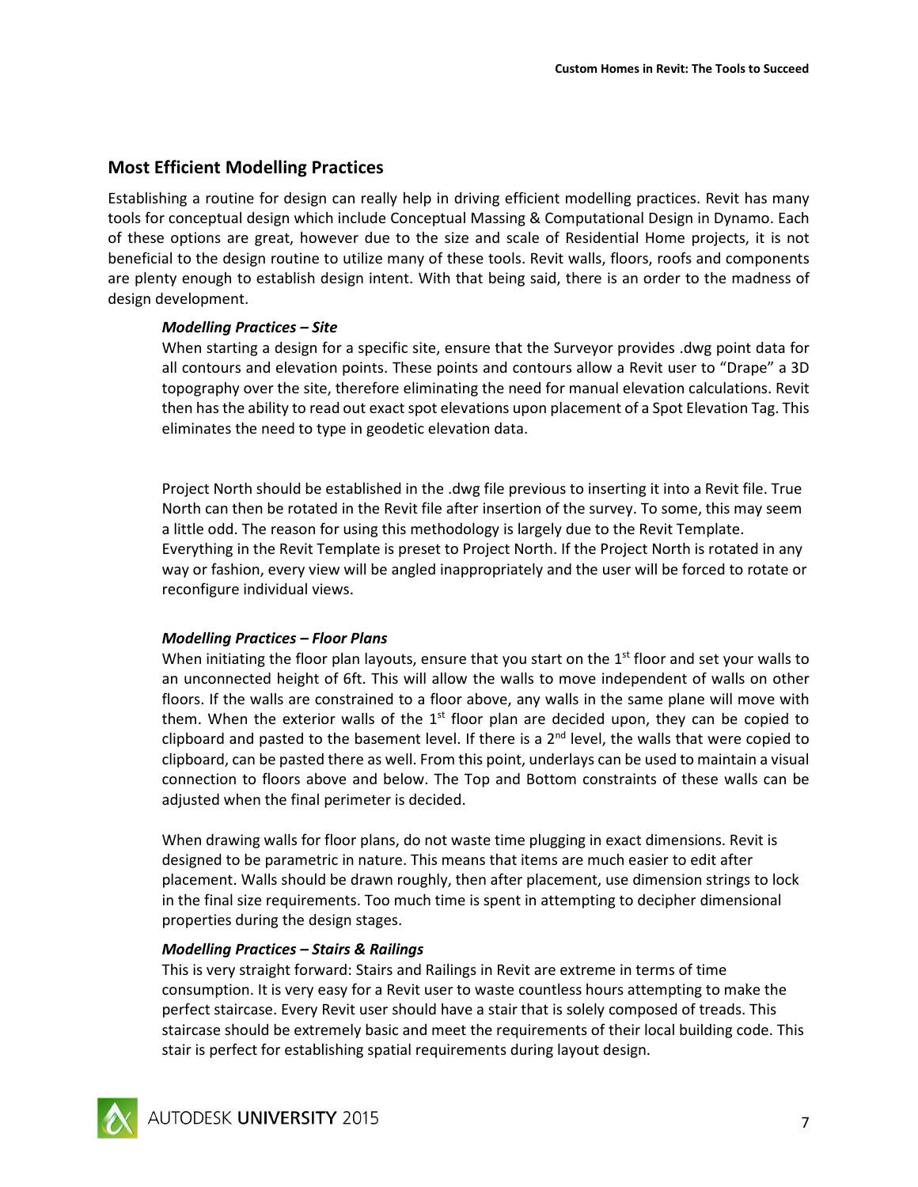## Most Efficient Modelling Practices

Establishing a routine for design can really help in driving efficient modelling practices. Revit has many tools for conceptual design which include Conceptual Massing & Computational Design in Dynamo. Each of these options are great, however due to the size and scale of Residential Home projects, it is not beneficial to the design routine to utilize many of these tools. Revit walls, floors, roofs and components are plenty enough to establish design intent. With that being said, there is an order to the madness of design development.

### *Modelling Practices – Site*

When starting a design for a specific site, ensure that the Surveyor provides .dwg point data for all contours and elevation points. These points and contours allow a Revit user to "Drape" a 3D topography over the site, therefore eliminating the need for manual elevation calculations. Revit then has the ability to read out exact spot elevations upon placement of a Spot Elevation Tag. This eliminates the need to type in geodetic elevation data.

Project North should be established in the .dwg file previous to inserting it into a Revit file. True North can then be rotated in the Revit file after insertion of the survey. To some, this may seem a little odd. The reason for using this methodology is largely due to the Revit Template. Everything in the Revit Template is preset to Project North. If the Project North is rotated in any way or fashion, every view will be angled inappropriately and the user will be forced to rotate or reconfigure individual views.

### *Modelling Practices – Floor Plans*

When initiating the floor plan layouts, ensure that you start on the 1st floor and set your walls to an unconnected height of 6ft. This will allow the walls to move independent of walls on other floors. If the walls are constrained to a floor above, any walls in the same plane will move with them. When the exterior walls of the 1st floor plan are decided upon, they can be copied to clipboard and pasted to the basement level. If there is a 2nd level, the walls that were copied to clipboard, can be pasted there as well. From this point, underlays can be used to maintain a visual connection to floors above and below. The Top and Bottom constraints of these walls can be adjusted when the final perimeter is decided.

When drawing walls for floor plans, do not waste time plugging in exact dimensions. Revit is designed to be parametric in nature. This means that items are much easier to edit after placement. Walls should be drawn roughly, then after placement, use dimension strings to lock in the final size requirements. Too much time is spent in attempting to decipher dimensional properties during the design stages.

### *Modelling Practices – Stairs & Railings*

This is very straight forward: Stairs and Railings in Revit are extreme in terms of time consumption. It is very easy for a Revit user to waste countless hours attempting to make the perfect staircase. Every Revit user should have a stair that is solely composed of treads. This staircase should be extremely basic and meet the requirements of their local building code. This stair is perfect for establishing spatial requirements during layout design.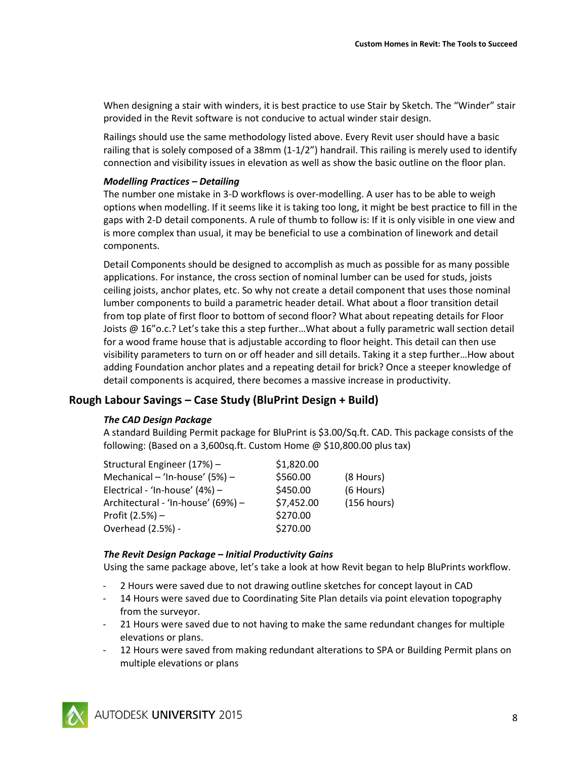When designing a stair with winders, it is best practice to use Stair by Sketch. The "Winder" stair provided in the Revit software is not conducive to actual winder stair design.

Railings should use the same methodology listed above. Every Revit user should have a basic railing that is solely composed of a 38mm (1-1/2") handrail. This railing is merely used to identify connection and visibility issues in elevation as well as show the basic outline on the floor plan.

#### *Modelling Practices – Detailing*

The number one mistake in 3-D workflows is over-modelling. A user has to be able to weigh options when modelling. If it seems like it is taking too long, it might be best practice to fill in the gaps with 2-D detail components. A rule of thumb to follow is: If it is only visible in one view and is more complex than usual, it may be beneficial to use a combination of linework and detail components.

Detail Components should be designed to accomplish as much as possible for as many possible applications. For instance, the cross section of nominal lumber can be used for studs, joists ceiling joists, anchor plates, etc. So why not create a detail component that uses those nominal lumber components to build a parametric header detail. What about a floor transition detail from top plate of first floor to bottom of second floor? What about repeating details for Floor Joists @ 16"o.c.? Let's take this a step further…What about a fully parametric wall section detail for a wood frame house that is adjustable according to floor height. This detail can then use visibility parameters to turn on or off header and sill details. Taking it a step further…How about adding Foundation anchor plates and a repeating detail for brick? Once a steeper knowledge of detail components is acquired, there becomes a massive increase in productivity.

## Rough Labour Savings – Case Study (BluPrint Design + Build)

#### *The CAD Design Package*

A standard Building Permit package for BluPrint is $3.00/Sq.ft. CAD. This package consists of the following: (Based on a 3,600sq.ft. Custom Home @ $10,800.00 plus tax)

| | | |
|---|---|---|
| Structural Engineer (17%) – | $1,820.00 | |
| Mechanical – 'In-house' (5%) – | $560.00 | (8 Hours) |
| Electrical - 'In-house' (4%) – | $450.00 | (6 Hours) |
| Architectural - 'In-house' (69%) – | $7,452.00 | (156 hours) |
| Profit (2.5%) – | $270.00 | |
| Overhead (2.5%) - | $270.00 | |

#### *The Revit Design Package – Initial Productivity Gains*

Using the same package above, let's take a look at how Revit began to help BluPrints workflow.

- 2 Hours were saved due to not drawing outline sketches for concept layout in CAD
- 14 Hours were saved due to Coordinating Site Plan details via point elevation topography from the surveyor.
- 21 Hours were saved due to not having to make the same redundant changes for multiple elevations or plans.
- 12 Hours were saved from making redundant alterations to SPA or Building Permit plans on multiple elevations or plans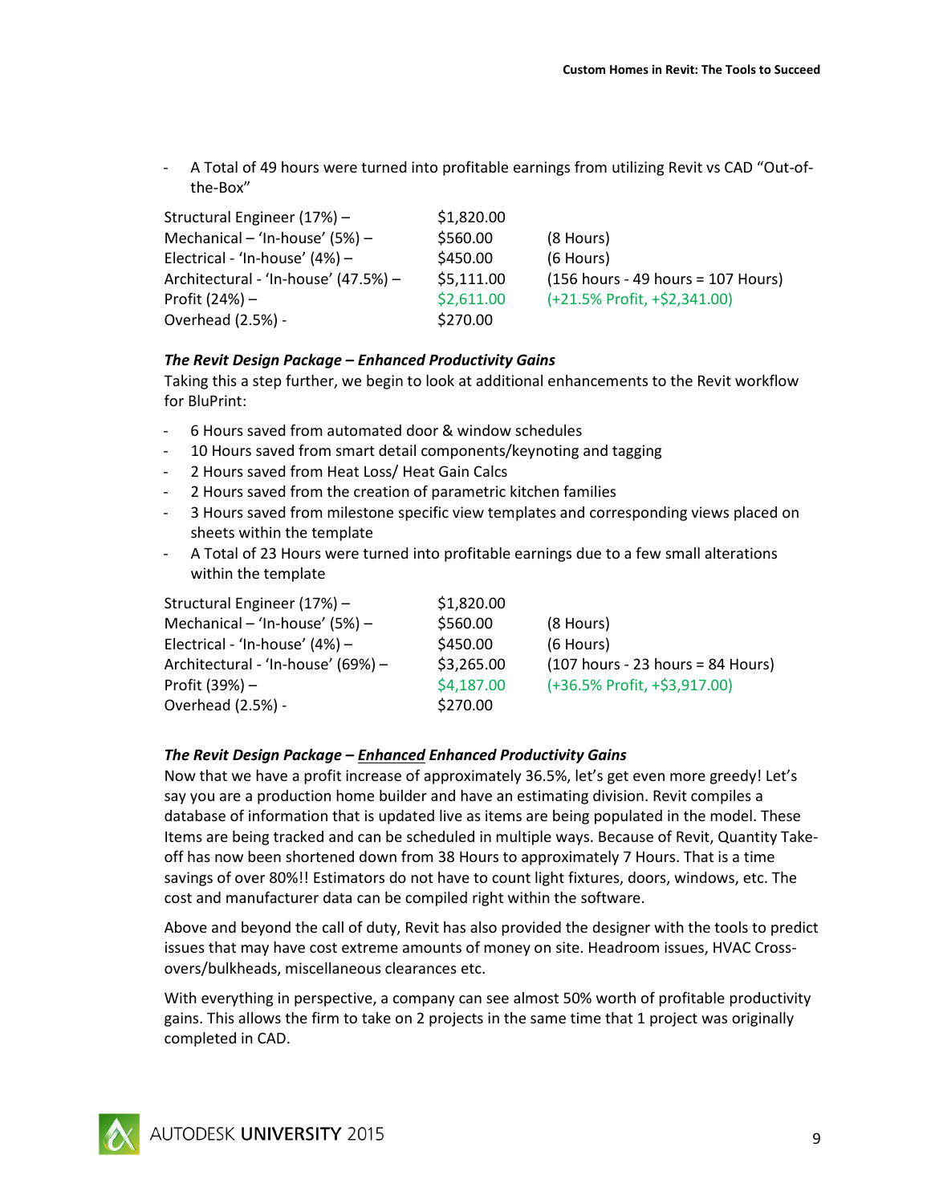- A Total of 49 hours were turned into profitable earnings from utilizing Revit vs CAD "Out-of-the-Box"

| | | |
|---|---|---|
| Structural Engineer (17%) – | $1,820.00 | |
| Mechanical – 'In-house' (5%) – | $560.00 | (8 Hours) |
| Electrical - 'In-house' (4%) – | $450.00 | (6 Hours) |
| Architectural - 'In-house' (47.5%) – | $5,111.00 | (156 hours - 49 hours = 107 Hours) |
| Profit (24%) – | $2,611.00 | (+21.5% Profit, +$2,341.00) |
| Overhead (2.5%) - | $270.00 | |

***The Revit Design Package – Enhanced Productivity Gains***

Taking this a step further, we begin to look at additional enhancements to the Revit workflow for BluPrint:

- 6 Hours saved from automated door & window schedules
- 10 Hours saved from smart detail components/keynoting and tagging
- 2 Hours saved from Heat Loss/ Heat Gain Calcs
- 2 Hours saved from the creation of parametric kitchen families
- 3 Hours saved from milestone specific view templates and corresponding views placed on sheets within the template
- A Total of 23 Hours were turned into profitable earnings due to a few small alterations within the template

| | | |
|---|---|---|
| Structural Engineer (17%) – | $1,820.00 | |
| Mechanical – 'In-house' (5%) – | $560.00 | (8 Hours) |
| Electrical - 'In-house' (4%) – | $450.00 | (6 Hours) |
| Architectural - 'In-house' (69%) – | $3,265.00 | (107 hours - 23 hours = 84 Hours) |
| Profit (39%) – | $4,187.00 | (+36.5% Profit, +$3,917.00) |
| Overhead (2.5%) - | $270.00 | |

***The Revit Design Package – <u>Enhanced</u> Enhanced Productivity Gains***

Now that we have a profit increase of approximately 36.5%, let's get even more greedy! Let's say you are a production home builder and have an estimating division. Revit compiles a database of information that is updated live as items are being populated in the model. These Items are being tracked and can be scheduled in multiple ways. Because of Revit, Quantity Take-off has now been shortened down from 38 Hours to approximately 7 Hours. That is a time savings of over 80%!! Estimators do not have to count light fixtures, doors, windows, etc. The cost and manufacturer data can be compiled right within the software.

Above and beyond the call of duty, Revit has also provided the designer with the tools to predict issues that may have cost extreme amounts of money on site. Headroom issues, HVAC Cross-overs/bulkheads, miscellaneous clearances etc.

With everything in perspective, a company can see almost 50% worth of profitable productivity gains. This allows the firm to take on 2 projects in the same time that 1 project was originally completed in CAD.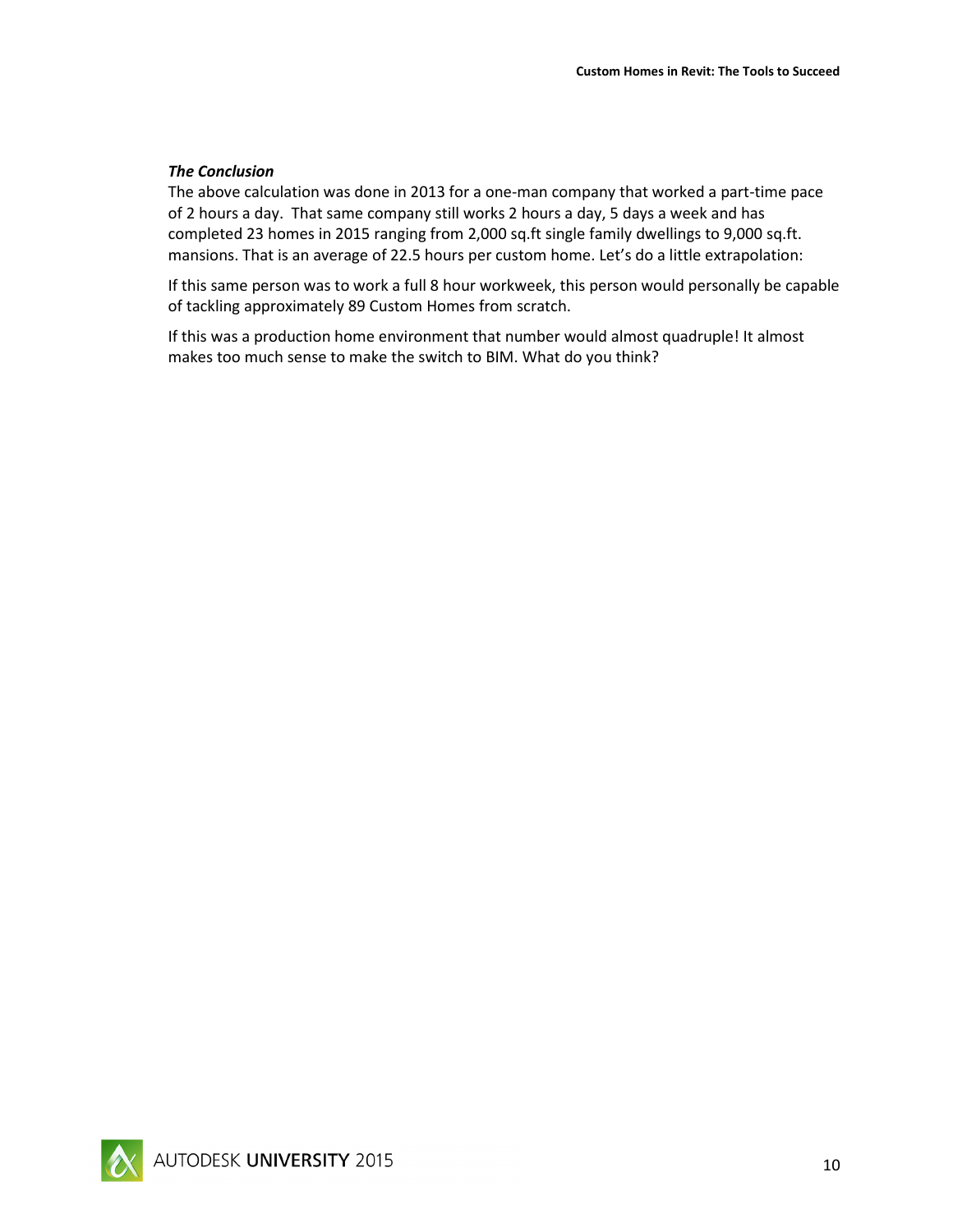***The Conclusion***

The above calculation was done in 2013 for a one-man company that worked a part-time pace of 2 hours a day. That same company still works 2 hours a day, 5 days a week and has completed 23 homes in 2015 ranging from 2,000 sq.ft single family dwellings to 9,000 sq.ft. mansions. That is an average of 22.5 hours per custom home. Let's do a little extrapolation:

If this same person was to work a full 8 hour workweek, this person would personally be capable of tackling approximately 89 Custom Homes from scratch.

If this was a production home environment that number would almost quadruple! It almost makes too much sense to make the switch to BIM. What do you think?